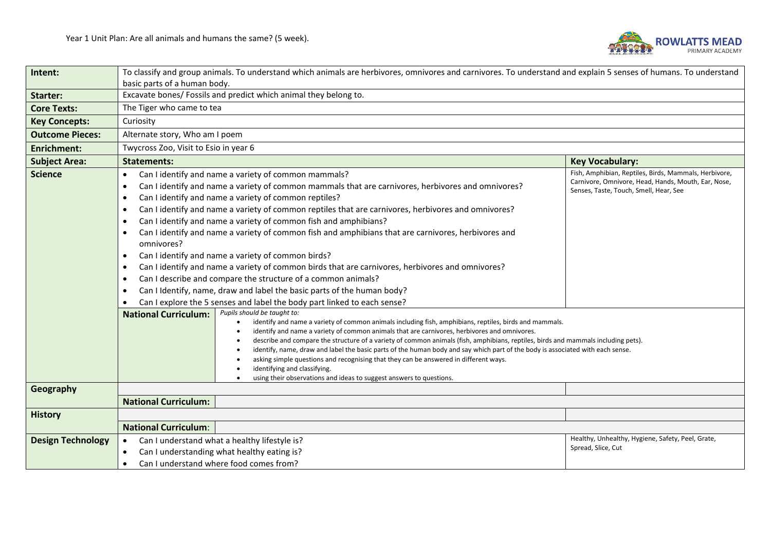Year 1 Unit Plan: Are all animals and humans the same? (5 week).

ROWLATTS MEAD PRIMARY ACADEMY

| | | |
|---|---|---|
| **Intent:** | To classify and group animals. To understand which animals are herbivores, omnivores and carnivores. To understand and explain 5 senses of humans. To understand basic parts of a human body. | |
| **Starter:** | Excavate bones/ Fossils and predict which animal they belong to. | |
| **Core Texts:** | The Tiger who came to tea | |
| **Key Concepts:** | Curiosity | |
| **Outcome Pieces:** | Alternate story, Who am I poem | |
| **Enrichment:** | Twycross Zoo, Visit to Esio in year 6 | |
| **Subject Area:** | **Statements:** | **Key Vocabulary:** |
| **Science** | • Can I identify and name a variety of common mammals?<br>• Can I identify and name a variety of common mammals that are carnivores, herbivores and omnivores?<br>• Can I identify and name a variety of common reptiles?<br>• Can I identify and name a variety of common reptiles that are carnivores, herbivores and omnivores?<br>• Can I identify and name a variety of common fish and amphibians?<br>• Can I identify and name a variety of common fish and amphibians that are carnivores, herbivores and omnivores?<br>• Can I identify and name a variety of common birds?<br>• Can I identify and name a variety of common birds that are carnivores, herbivores and omnivores?<br>• Can I describe and compare the structure of a common animals?<br>• Can I Identify, name, draw and label the basic parts of the human body?<br>• Can I explore the 5 senses and label the body part linked to each sense? | Fish, Amphibian, Reptiles, Birds, Mammals, Herbivore, Carnivore, Omnivore, Head, Hands, Mouth, Ear, Nose, Senses, Taste, Touch, Smell, Hear, See |
| | **National Curriculum:** *Pupils should be taught to:*<br>• identify and name a variety of common animals including fish, amphibians, reptiles, birds and mammals.<br>• identify and name a variety of common animals that are carnivores, herbivores and omnivores.<br>• describe and compare the structure of a variety of common animals (fish, amphibians, reptiles, birds and mammals including pets).<br>• identify, name, draw and label the basic parts of the human body and say which part of the body is associated with each sense.<br>• asking simple questions and recognising that they can be answered in different ways.<br>• identifying and classifying.<br>• using their observations and ideas to suggest answers to questions. | |
| **Geography** | | |
| | **National Curriculum:** | |
| **History** | | |
| | **National Curriculum:** | |
| **Design Technology** | • Can I understand what a healthy lifestyle is?<br>• Can I understanding what healthy eating is?<br>• Can I understand where food comes from? | Healthy, Unhealthy, Hygiene, Safety, Peel, Grate, Spread, Slice, Cut |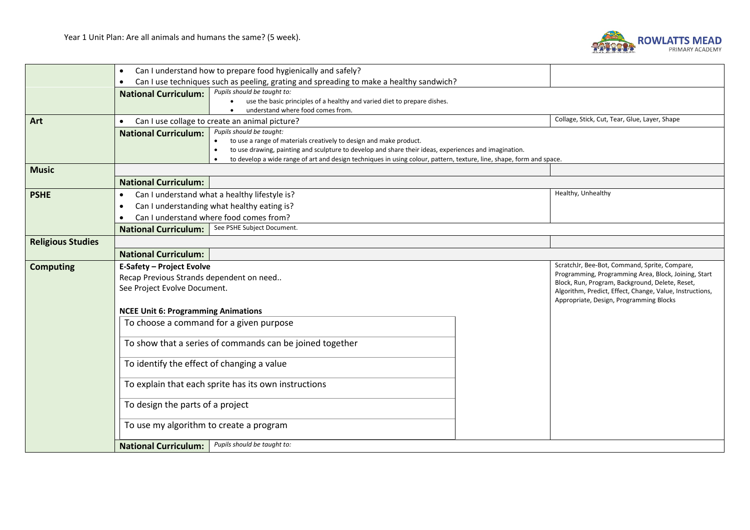Year 1 Unit Plan: Are all animals and humans the same? (5 week).

| Subject | Content | | Vocabulary |
|---|---|---|---|
| | • Can I understand how to prepare food hygienically and safely?<br>• Can I use techniques such as peeling, grating and spreading to make a healthy sandwich? | | |
| | **National Curriculum:** | *Pupils should be taught to:*<br>• use the basic principles of a healthy and varied diet to prepare dishes.<br>• understand where food comes from. | |
| **Art** | • Can I use collage to create an animal picture? | | Collage, Stick, Cut, Tear, Glue, Layer, Shape |
| | **National Curriculum:** | *Pupils should be taught:*<br>• to use a range of materials creatively to design and make product.<br>• to use drawing, painting and sculpture to develop and share their ideas, experiences and imagination.<br>• to develop a wide range of art and design techniques in using colour, pattern, texture, line, shape, form and space. | |
| **Music** | | | |
| | **National Curriculum:** | | |
| **PSHE** | • Can I understand what a healthy lifestyle is?<br>• Can I understanding what healthy eating is?<br>• Can I understand where food comes from? | | Healthy, Unhealthy |
| | **National Curriculum:** | See PSHE Subject Document. | |
| **Religious Studies** | | | |
| | **National Curriculum:** | | |
| **Computing** | **E-Safety – Project Evolve**<br>Recap Previous Strands dependent on need..<br>See Project Evolve Document.<br><br>**NCEE Unit 6: Programming Animations**<br>To choose a command for a given purpose<br>To show that a series of commands can be joined together<br>To identify the effect of changing a value<br>To explain that each sprite has its own instructions<br>To design the parts of a project<br>To use my algorithm to create a program | | ScratchJr, Bee-Bot, Command, Sprite, Compare, Programming, Programming Area, Block, Joining, Start Block, Run, Program, Background, Delete, Reset, Algorithm, Predict, Effect, Change, Value, Instructions, Appropriate, Design, Programming Blocks |
| | **National Curriculum:** | *Pupils should be taught to:* | |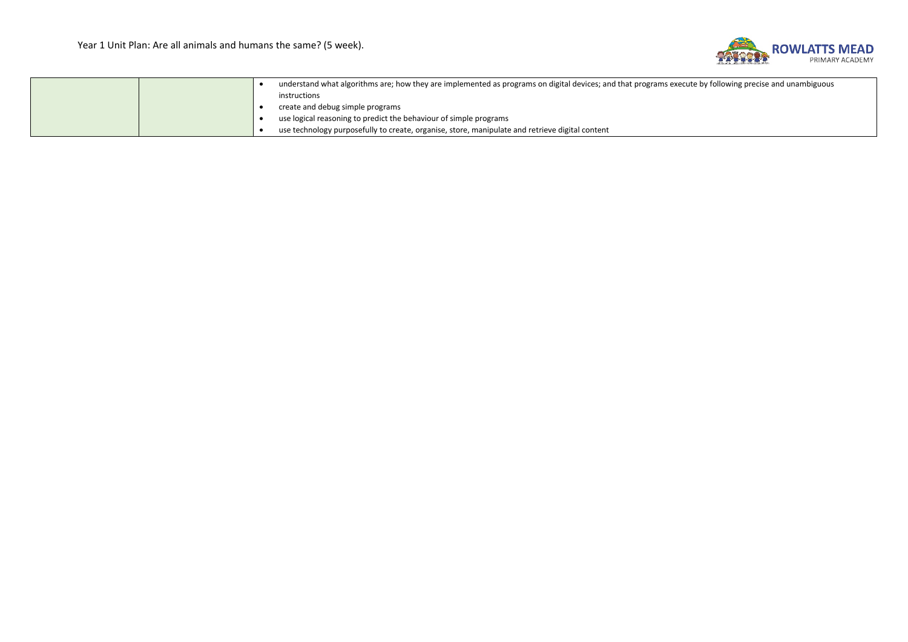|  |  |  |
|---|---|---|
|  |  | <ul><li>understand what algorithms are; how they are implemented as programs on digital devices; and that programs execute by following precise and unambiguous instructions</li><li>create and debug simple programs</li><li>use logical reasoning to predict the behaviour of simple programs</li><li>use technology purposefully to create, organise, store, manipulate and retrieve digital content</li></ul> |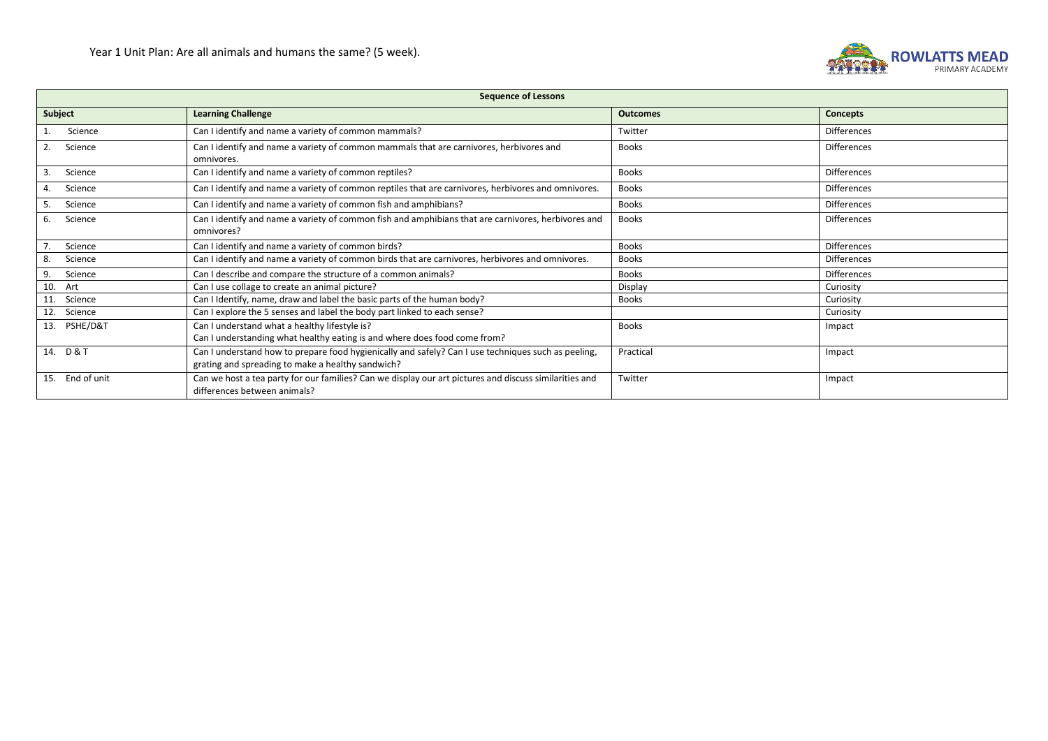Year 1 Unit Plan: Are all animals and humans the same? (5 week).

ROWLATTS MEAD
PRIMARY ACADEMY

| Sequence of Lessons | | | |
|---|---|---|---|
| **Subject** | **Learning Challenge** | **Outcomes** | **Concepts** |
| 1. Science | Can I identify and name a variety of common mammals? | Twitter | Differences |
| 2. Science | Can I identify and name a variety of common mammals that are carnivores, herbivores and omnivores. | Books | Differences |
| 3. Science | Can I identify and name a variety of common reptiles? | Books | Differences |
| 4. Science | Can I identify and name a variety of common reptiles that are carnivores, herbivores and omnivores. | Books | Differences |
| 5. Science | Can I identify and name a variety of common fish and amphibians? | Books | Differences |
| 6. Science | Can I identify and name a variety of common fish and amphibians that are carnivores, herbivores and omnivores? | Books | Differences |
| 7. Science | Can I identify and name a variety of common birds? | Books | Differences |
| 8. Science | Can I identify and name a variety of common birds that are carnivores, herbivores and omnivores. | Books | Differences |
| 9. Science | Can I describe and compare the structure of a common animals? | Books | Differences |
| 10. Art | Can I use collage to create an animal picture? | Display | Curiosity |
| 11. Science | Can I Identify, name, draw and label the basic parts of the human body? | Books | Curiosity |
| 12. Science | Can I explore the 5 senses and label the body part linked to each sense? | | Curiosity |
| 13. PSHE/D&T | Can I understand what a healthy lifestyle is?<br>Can I understanding what healthy eating is and where does food come from? | Books | Impact |
| 14. D & T | Can I understand how to prepare food hygienically and safely? Can I use techniques such as peeling, grating and spreading to make a healthy sandwich? | Practical | Impact |
| 15. End of unit | Can we host a tea party for our families? Can we display our art pictures and discuss similarities and differences between animals? | Twitter | Impact |